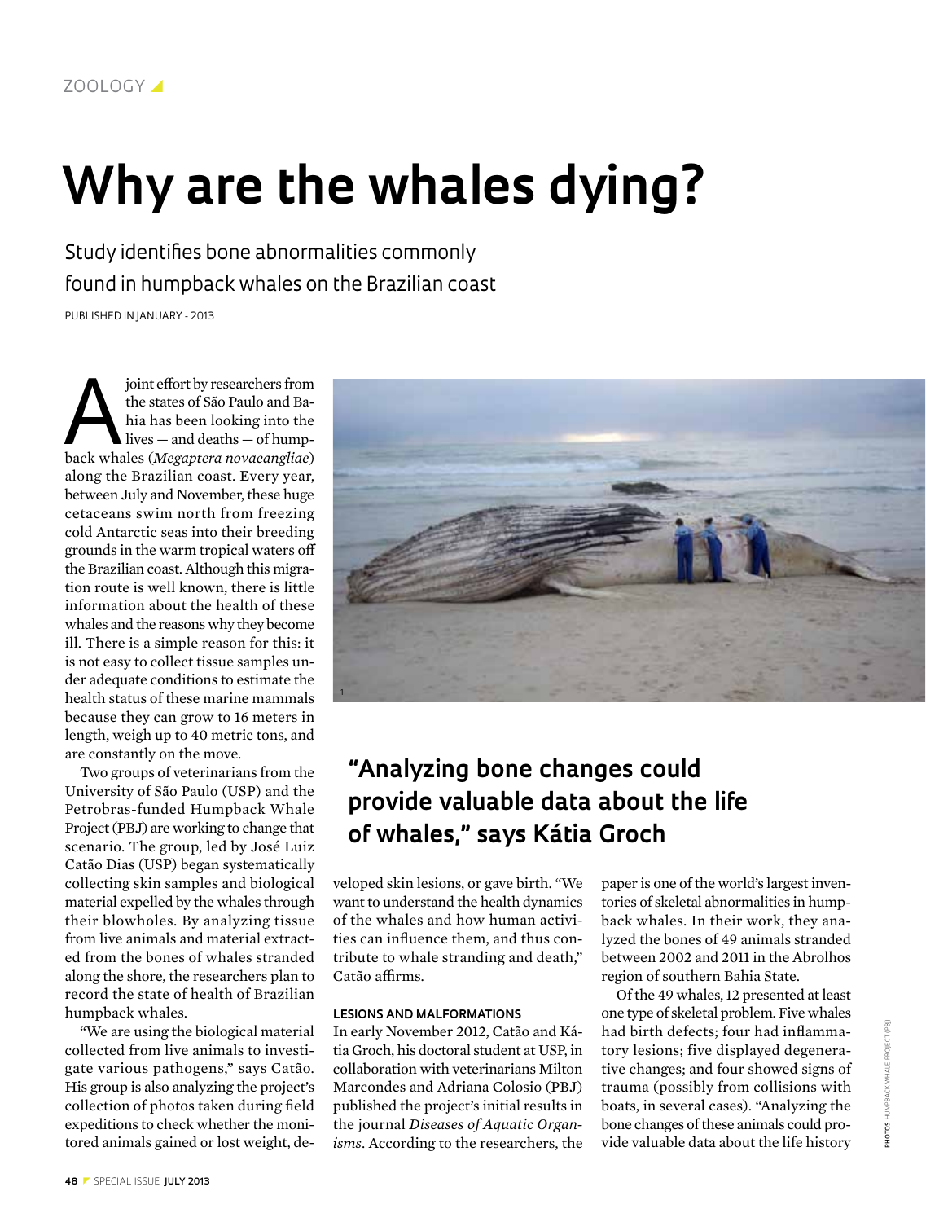ZOOLOGY

# Why are the whales dying?

Study identifies bone abnormalities commonly found in humpback whales on the Brazilian coast

PUBLISHED IN JANUARY - 2013

A joint effort by researchers from the states of São Paulo and Bahia has been looking into the lives — and deaths — of humpback whales (*Megaptera novaeangliae*) along the Brazilian coast. Every year, between July and November, these huge cetaceans swim north from freezing cold Antarctic seas into their breeding grounds in the warm tropical waters off the Brazilian coast. Although this migration route is well known, there is little information about the health of these whales and the reasons why they become ill. There is a simple reason for this: it is not easy to collect tissue samples under adequate conditions to estimate the health status of these marine mammals because they can grow to 16 meters in length, weigh up to 40 metric tons, and are constantly on the move.

Two groups of veterinarians from the University of São Paulo (USP) and the Petrobras-funded Humpback Whale Project (PBJ) are working to change that scenario. The group, led by José Luiz Catão Dias (USP) began systematically collecting skin samples and biological material expelled by the whales through their blowholes. By analyzing tissue from live animals and material extracted from the bones of whales stranded along the shore, the researchers plan to record the state of health of Brazilian humpback whales.

"We are using the biological material collected from live animals to investigate various pathogens," says Catão. His group is also analyzing the project's collection of photos taken during field expeditions to check whether the monitored animals gained or lost weight, developed skin lesions, or gave birth. "We want to understand the health dynamics of the whales and how human activities can influence them, and thus contribute to whale stranding and death," Catão affirms.

**"Analyzing bone changes could provide valuable data about the life of whales," says Kátia Groch**

### LESIONS AND MALFORMATIONS

In early November 2012, Catão and Kátia Groch, his doctoral student at USP, in collaboration with veterinarians Milton Marcondes and Adriana Colosio (PBJ) published the project's initial results in the journal *Diseases of Aquatic Organisms*. According to the researchers, the paper is one of the world's largest inventories of skeletal abnormalities in humpback whales. In their work, they analyzed the bones of 49 animals stranded between 2002 and 2011 in the Abrolhos region of southern Bahia State.

Of the 49 whales, 12 presented at least one type of skeletal problem. Five whales had birth defects; four had inflammatory lesions; five displayed degenerative changes; and four showed signs of trauma (possibly from collisions with boats, in several cases). "Analyzing the bone changes of these animals could provide valuable data about the life history

PHOTOS HUMPBACK WHALE PROJECT (PBJ)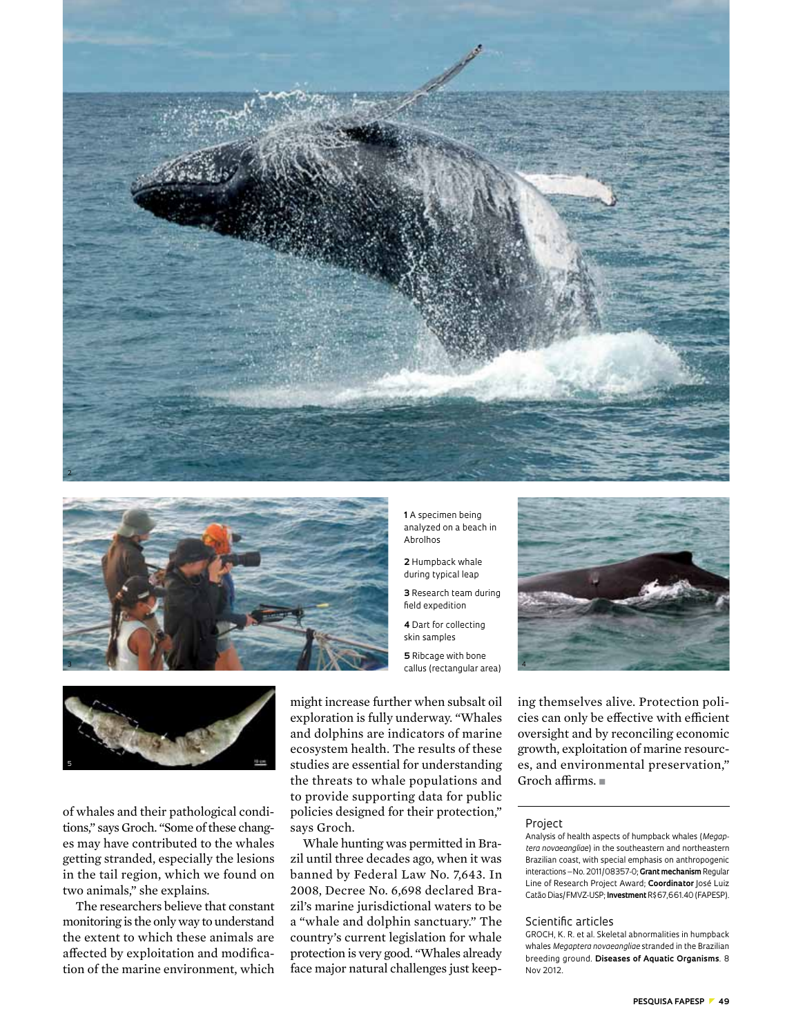1 A specimen being analyzed on a beach in Abrolhos

2 Humpback whale during typical leap

3 Research team during field expedition

4 Dart for collecting skin samples

5 Ribcage with bone callus (rectangular area)

of whales and their pathological conditions," says Groch. "Some of these changes may have contributed to the whales getting stranded, especially the lesions in the tail region, which we found on two animals," she explains.

The researchers believe that constant monitoring is the only way to understand the extent to which these animals are affected by exploitation and modification of the marine environment, which might increase further when subsalt oil exploration is fully underway. "Whales and dolphins are indicators of marine ecosystem health. The results of these studies are essential for understanding the threats to whale populations and to provide supporting data for public policies designed for their protection," says Groch.

Whale hunting was permitted in Brazil until three decades ago, when it was banned by Federal Law No. 7,643. In 2008, Decree No. 6,698 declared Brazil's marine jurisdictional waters to be a "whale and dolphin sanctuary." The country's current legislation for whale protection is very good. "Whales already face major natural challenges just keeping themselves alive. Protection policies can only be effective with efficient oversight and by reconciling economic growth, exploitation of marine resources, and environmental preservation," Groch affirms. ■

### Project

Analysis of health aspects of humpback whales (*Megaptera novaeangliae*) in the southeastern and northeastern Brazilian coast, with special emphasis on anthropogenic interactions – No. 2011/08357-0; **Grant mechanism** Regular Line of Research Project Award; **Coordinator** José Luiz Catão Dias/FMVZ-USP; **Investment** R$67,661.40 (FAPESP).

### Scientific articles

GROCH, K. R. et al. Skeletal abnormalities in humpback whales *Megaptera novaeangliae* stranded in the Brazilian breeding ground. **Diseases of Aquatic Organisms**. 8 Nov 2012.